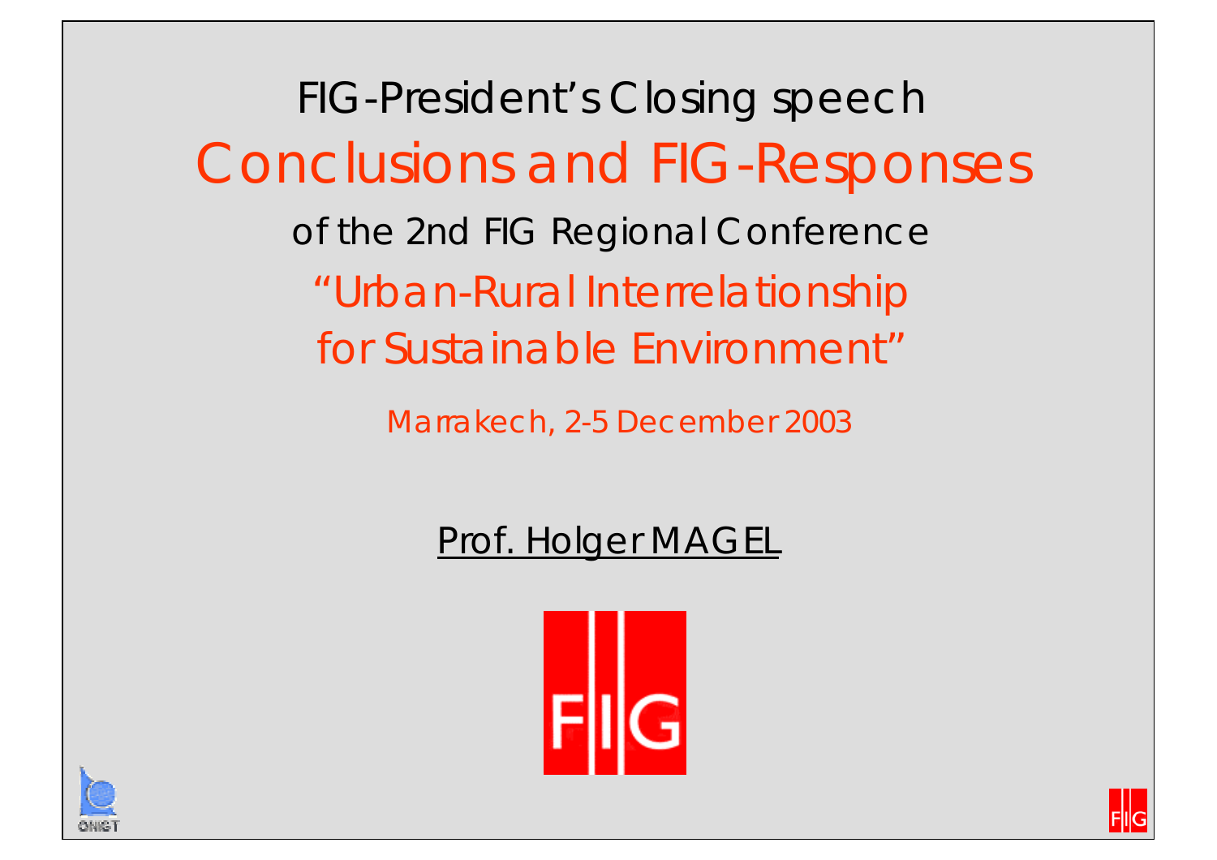FIG-President's Closing speech

# Conclusions and FIG-Responses

of the 2nd FIG Regional Conference

## "Urban-Rural Interrelationship for Sustainable Environment"

Marrakech, 2-5 December 2003

Prof. Holger MAGEL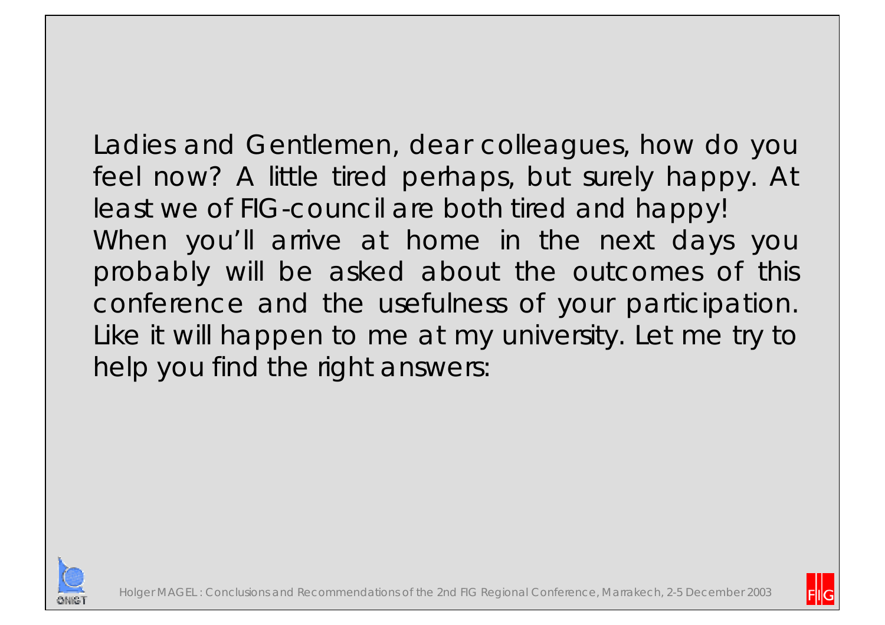Ladies and Gentlemen, dear colleagues, how do you feel now? A little tired perhaps, but surely happy. At least we of FIG-council are both tired and happy!

When you'll arrive at home in the next days you probably will be asked about the outcomes of this conference and the usefulness of your participation. Like it will happen to me at my university. Let me try to help you find the right answers: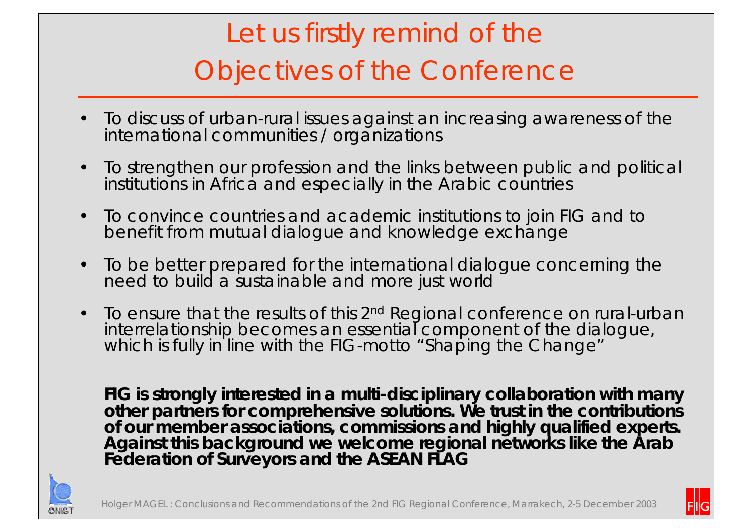# Let us firstly remind of the Objectives of the Conference

- To discuss of urban-rural issues against an increasing awareness of the international communities / organizations
- To strengthen our profession and the links between public and political institutions in Africa and especially in the Arabic countries
- To convince countries and academic institutions to join FIG and to benefit from mutual dialogue and knowledge exchange
- To be better prepared for the international dialogue concerning the need to build a sustainable and more just world
- To ensure that the results of this 2nd Regional conference on rural-urban interrelationship becomes an essential component of the dialogue, which is fully in line with the FIG-motto "Shaping the Change"

**FIG is strongly interested in a multi-disciplinary collaboration with many other partners for comprehensive solutions. We trust in the contributions of our member associations, commissions and highly qualified experts. Against this background we welcome regional networks like the Arab Federation of Surveyors and the ASEAN FLAG**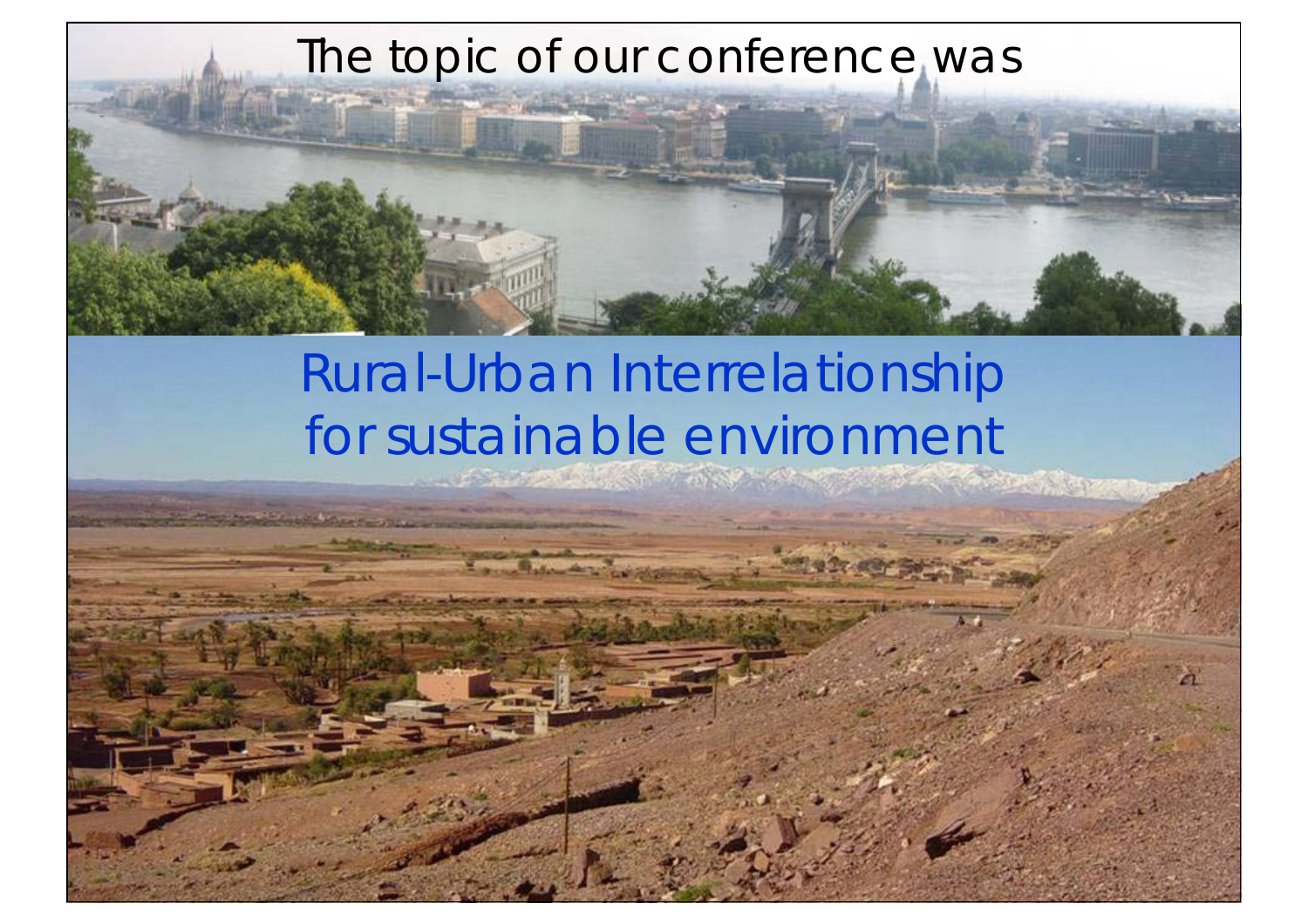The topic of our conference was

Rural-Urban Interrelationship for sustainable environment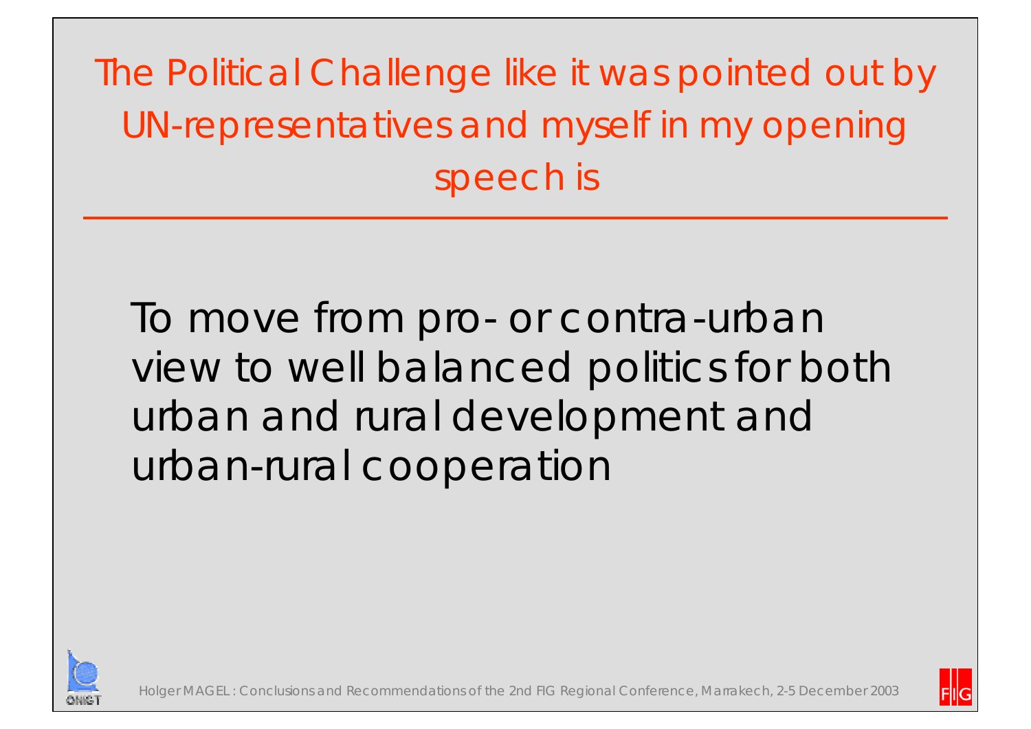## The Political Challenge like it was pointed out by UN-representatives and myself in my opening speech is

To move from pro- or contra-urban view to well balanced politics for both urban and rural development and urban-rural cooperation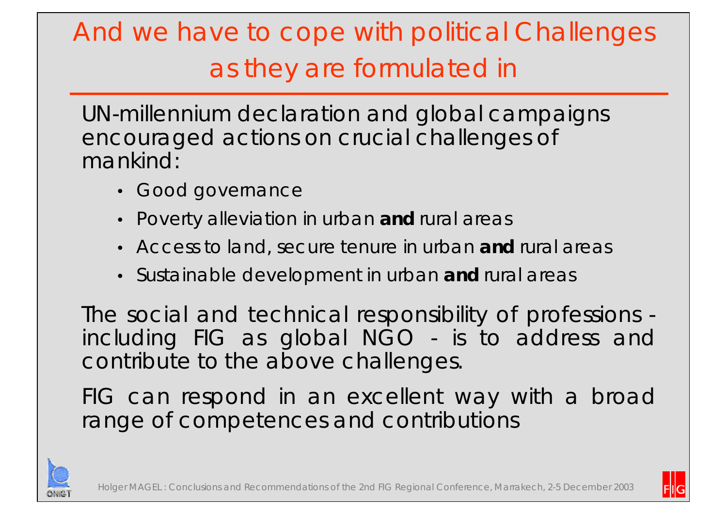# And we have to cope with political Challenges as they are formulated in

UN-millennium declaration and global campaigns encouraged actions on crucial challenges of mankind:

- Good governance
- Poverty alleviation in urban **and** rural areas
- Access to land, secure tenure in urban **and** rural areas
- Sustainable development in urban **and** rural areas

The social and technical responsibility of professions - including FIG as global NGO - is to address and contribute to the above challenges.

FIG can respond in an excellent way with a broad range of competences and contributions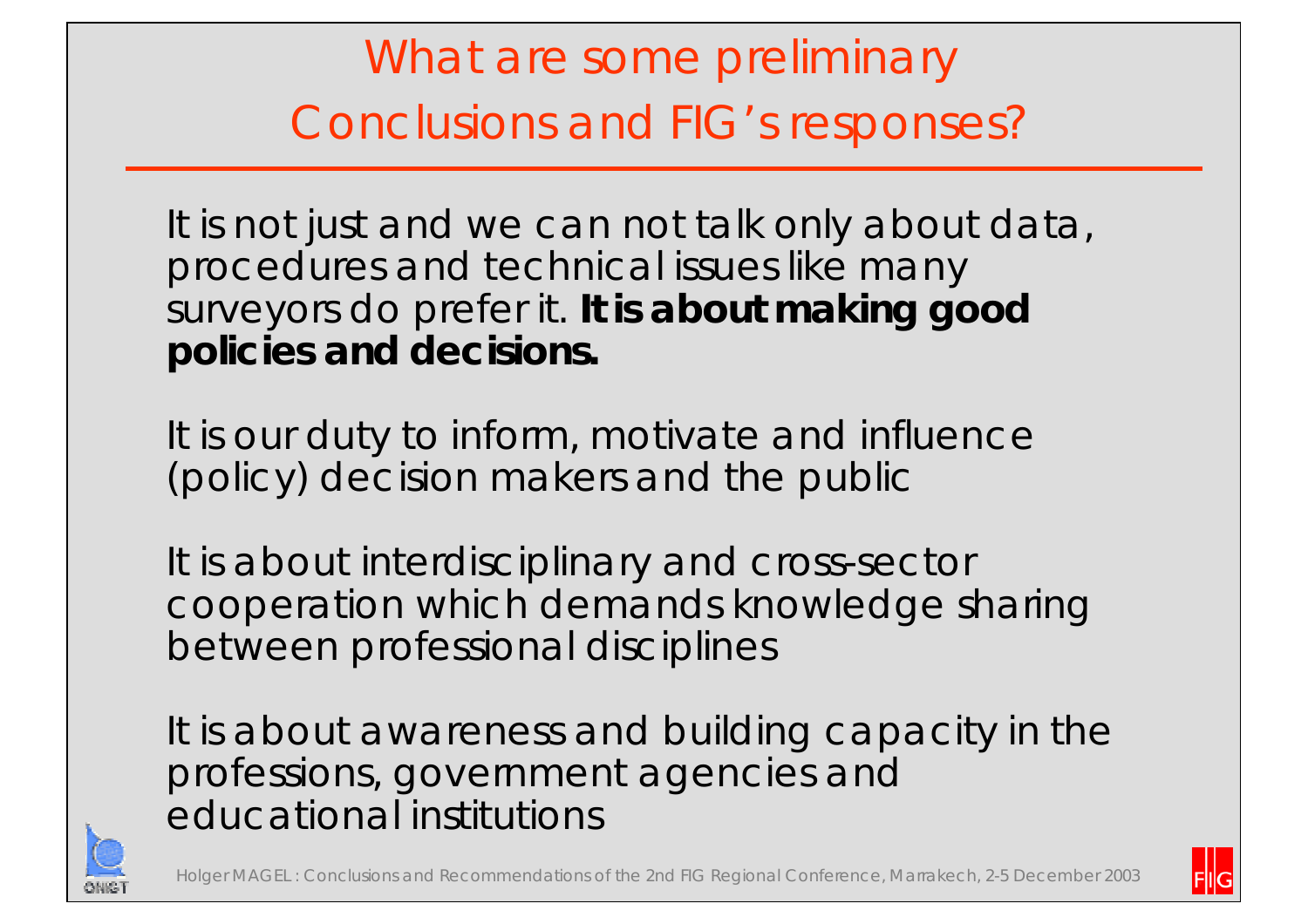# What are some preliminary Conclusions and FIG's responses?

It is not just and we can not talk only about data, procedures and technical issues like many surveyors do prefer it. **It is about making good policies and decisions.**

It is our duty to inform, motivate and influence (policy) decision makers and the public

It is about interdisciplinary and cross-sector cooperation which demands knowledge sharing between professional disciplines

It is about awareness and building capacity in the professions, government agencies and educational institutions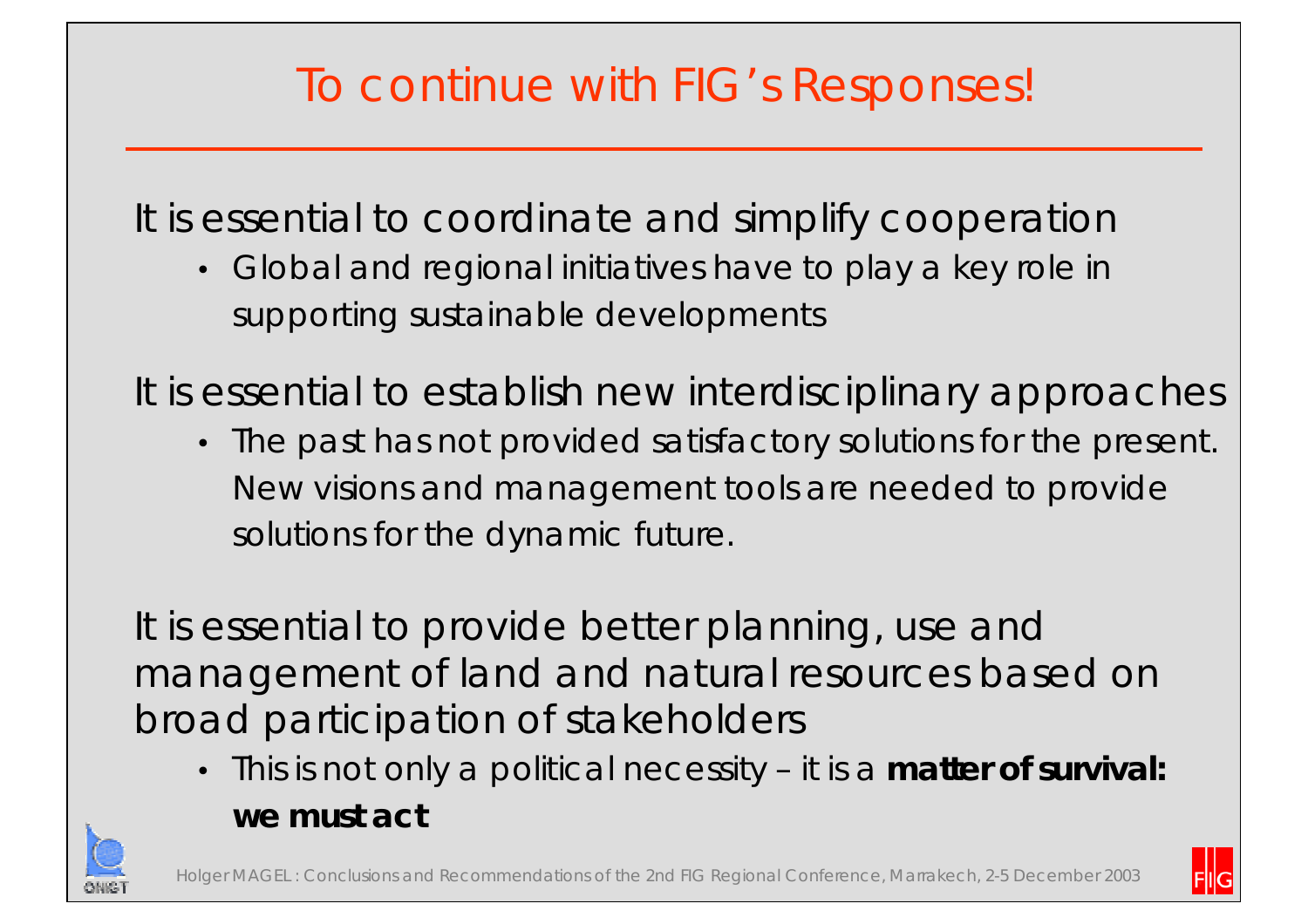# To continue with FIG's Responses!

It is essential to coordinate and simplify cooperation

- Global and regional initiatives have to play a key role in supporting sustainable developments

It is essential to establish new interdisciplinary approaches

- The past has not provided satisfactory solutions for the present. New visions and management tools are needed to provide solutions for the dynamic future.

It is essential to provide better planning, use and management of land and natural resources based on broad participation of stakeholders

- This is not only a political necessity – it is a **matter of survival: we must act**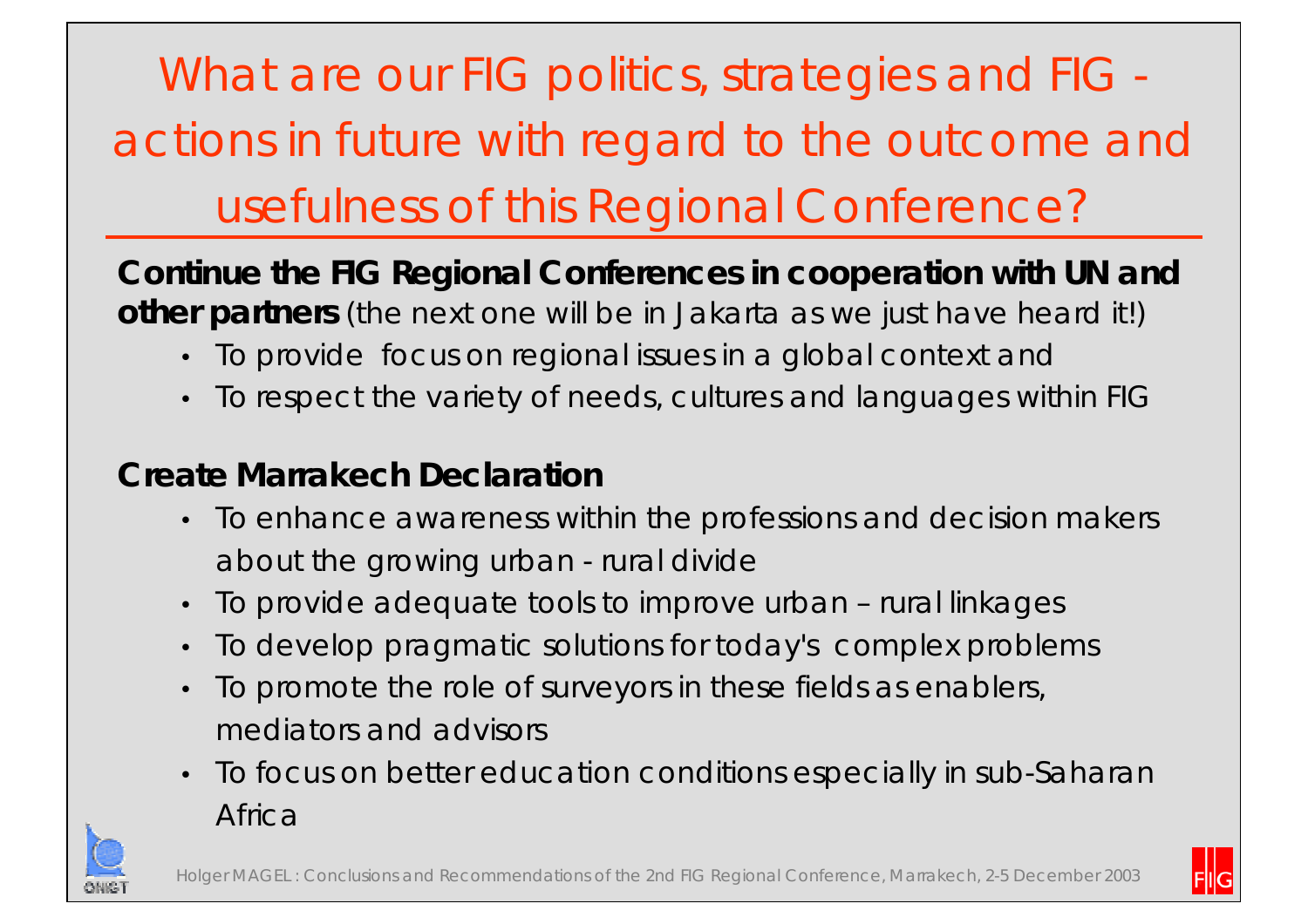# What are our FIG politics, strategies and FIG - actions in future with regard to the outcome and usefulness of this Regional Conference?

**Continue the FIG Regional Conferences in cooperation with UN and other partners** (the next one will be in Jakarta as we just have heard it!)

- To provide focus on regional issues in a global context and
- To respect the variety of needs, cultures and languages within FIG

**Create Marrakech Declaration**

- To enhance awareness within the professions and decision makers about the growing urban - rural divide
- To provide adequate tools to improve urban – rural linkages
- To develop pragmatic solutions for today's complex problems
- To promote the role of surveyors in these fields as enablers, mediators and advisors
- To focus on better education conditions especially in sub-Saharan Africa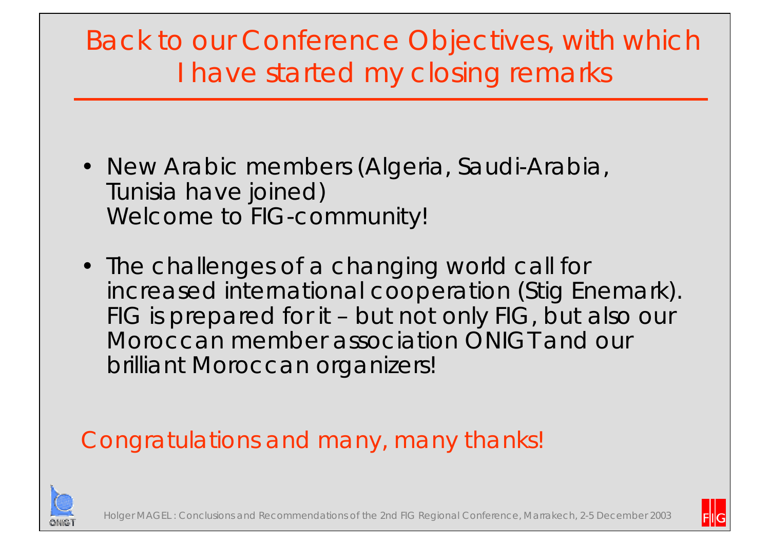# Back to our Conference Objectives, with which I have started my closing remarks

- New Arabic members (Algeria, Saudi-Arabia, Tunisia have joined)
  Welcome to FIG-community!

- The challenges of a changing world call for increased international cooperation (Stig Enemark). FIG is prepared for it – but not only FIG, but also our Moroccan member association ONIGT and our brilliant Moroccan organizers!

Congratulations and many, many thanks!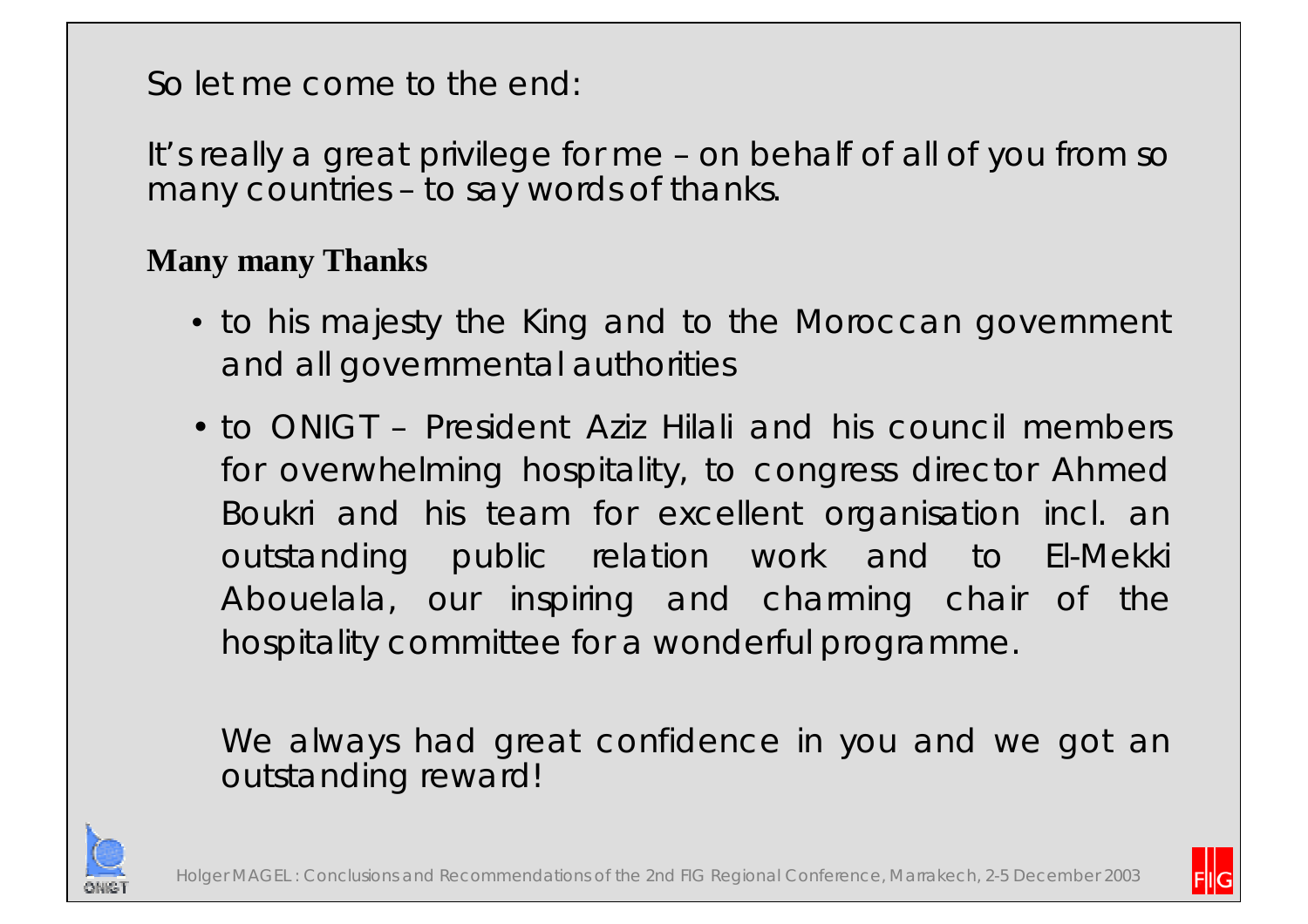So let me come to the end:

It's really a great privilege for me – on behalf of all of you from so many countries – to say words of thanks.

**Many many Thanks**

- to his majesty the King and to the Moroccan government and all governmental authorities
- to ONIGT – President Aziz Hilali and his council members for overwhelming hospitality, to congress director Ahmed Boukri and his team for excellent organisation incl. an outstanding public relation work and to El-Mekki Abouelala, our inspiring and charming chair of the hospitality committee for a wonderful programme.

We always had great confidence in you and we got an outstanding reward!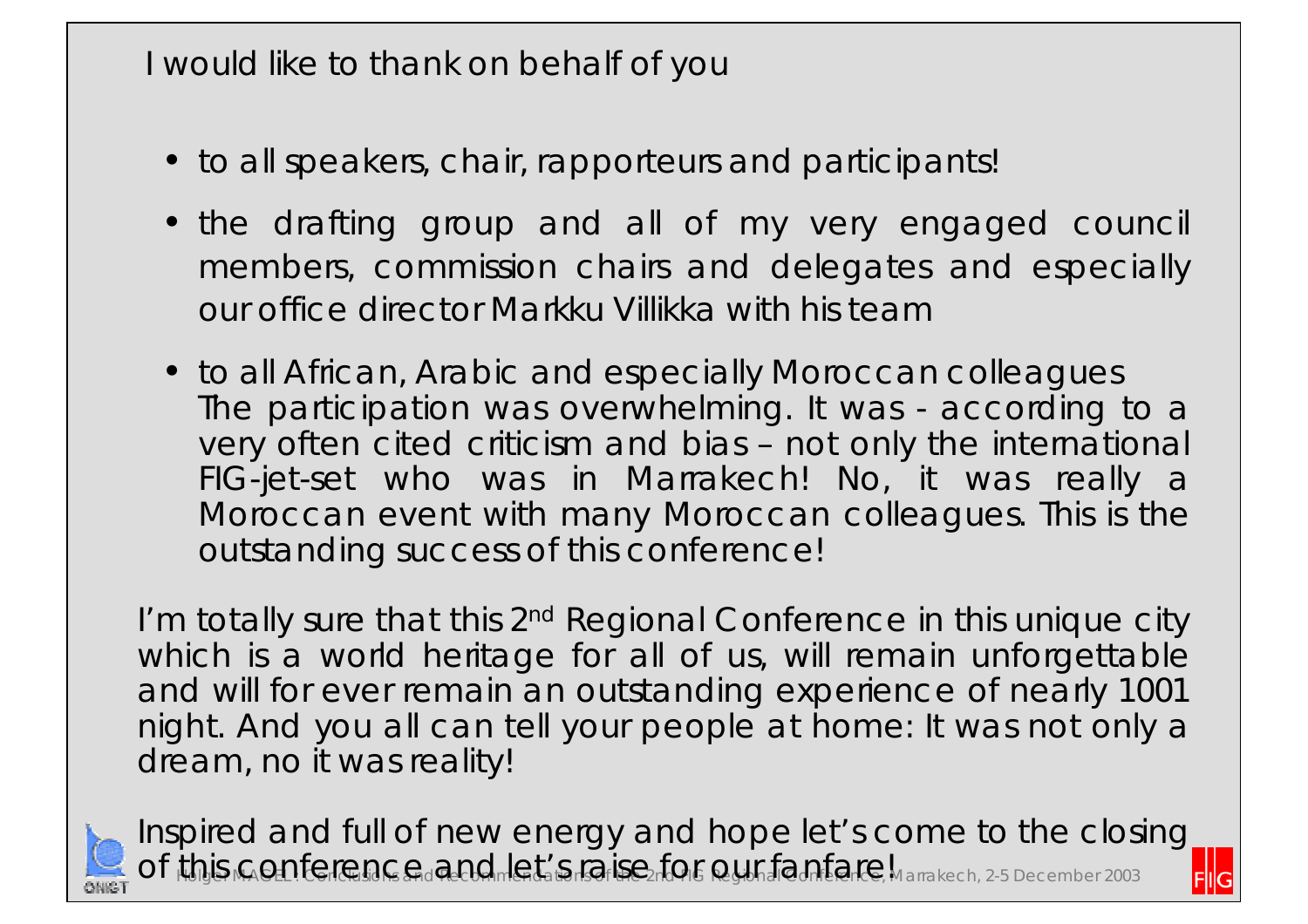I would like to thank on behalf of you

- to all speakers, chair, rapporteurs and participants!
- the drafting group and all of my very engaged council members, commission chairs and delegates and especially our office director Markku Villikka with his team
- to all African, Arabic and especially Moroccan colleagues
  The participation was overwhelming. It was - according to a very often cited criticism and bias – not only the international FIG-jet-set who was in Marrakech! No, it was really a Moroccan event with many Moroccan colleagues. This is the outstanding success of this conference!

I'm totally sure that this 2nd Regional Conference in this unique city which is a world heritage for all of us, will remain unforgettable and will for ever remain an outstanding experience of nearly 1001 night. And you all can tell your people at home: It was not only a dream, no it was reality!

Inspired and full of new energy and hope let's come to the closing of this conference and let's raise for our fanfare!